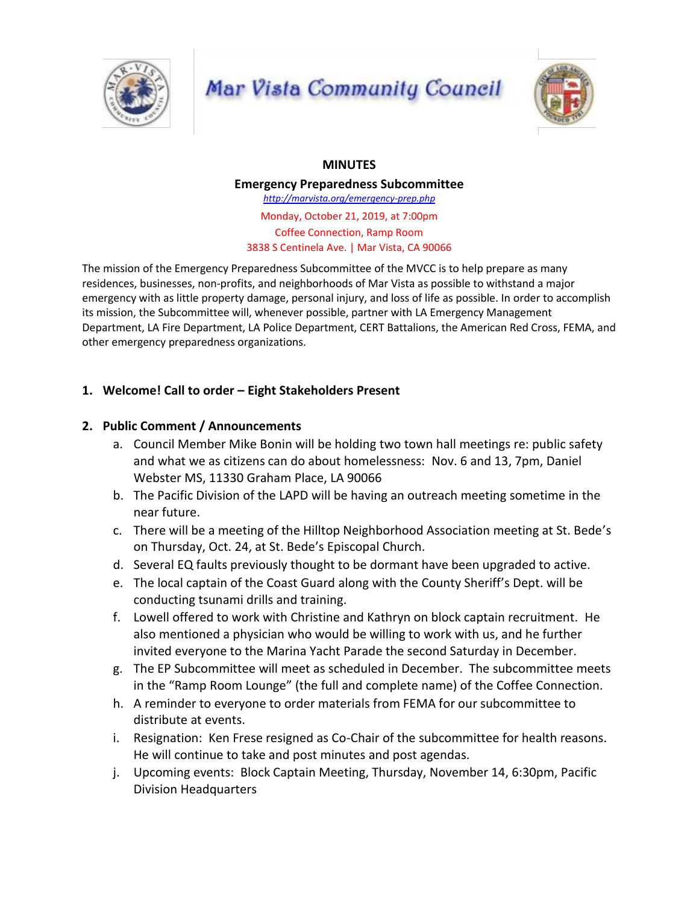# Mar Vista Community Council

**MINUTES**

**Emergency Preparedness Subcommittee**

*http://marvista.org/emergency-prep.php*

Monday, October 21, 2019, at 7:00pm

Coffee Connection, Ramp Room

3838 S Centinela Ave. | Mar Vista, CA 90066

The mission of the Emergency Preparedness Subcommittee of the MVCC is to help prepare as many residences, businesses, non-profits, and neighborhoods of Mar Vista as possible to withstand a major emergency with as little property damage, personal injury, and loss of life as possible. In order to accomplish its mission, the Subcommittee will, whenever possible, partner with LA Emergency Management Department, LA Fire Department, LA Police Department, CERT Battalions, the American Red Cross, FEMA, and other emergency preparedness organizations.

1. **Welcome! Call to order – Eight Stakeholders Present**

2. **Public Comment / Announcements**
   a. Council Member Mike Bonin will be holding two town hall meetings re: public safety and what we as citizens can do about homelessness: Nov. 6 and 13, 7pm, Daniel Webster MS, 11330 Graham Place, LA 90066
   b. The Pacific Division of the LAPD will be having an outreach meeting sometime in the near future.
   c. There will be a meeting of the Hilltop Neighborhood Association meeting at St. Bede's on Thursday, Oct. 24, at St. Bede's Episcopal Church.
   d. Several EQ faults previously thought to be dormant have been upgraded to active.
   e. The local captain of the Coast Guard along with the County Sheriff's Dept. will be conducting tsunami drills and training.
   f. Lowell offered to work with Christine and Kathryn on block captain recruitment. He also mentioned a physician who would be willing to work with us, and he further invited everyone to the Marina Yacht Parade the second Saturday in December.
   g. The EP Subcommittee will meet as scheduled in December. The subcommittee meets in the "Ramp Room Lounge" (the full and complete name) of the Coffee Connection.
   h. A reminder to everyone to order materials from FEMA for our subcommittee to distribute at events.
   i. Resignation: Ken Frese resigned as Co-Chair of the subcommittee for health reasons. He will continue to take and post minutes and post agendas.
   j. Upcoming events: Block Captain Meeting, Thursday, November 14, 6:30pm, Pacific Division Headquarters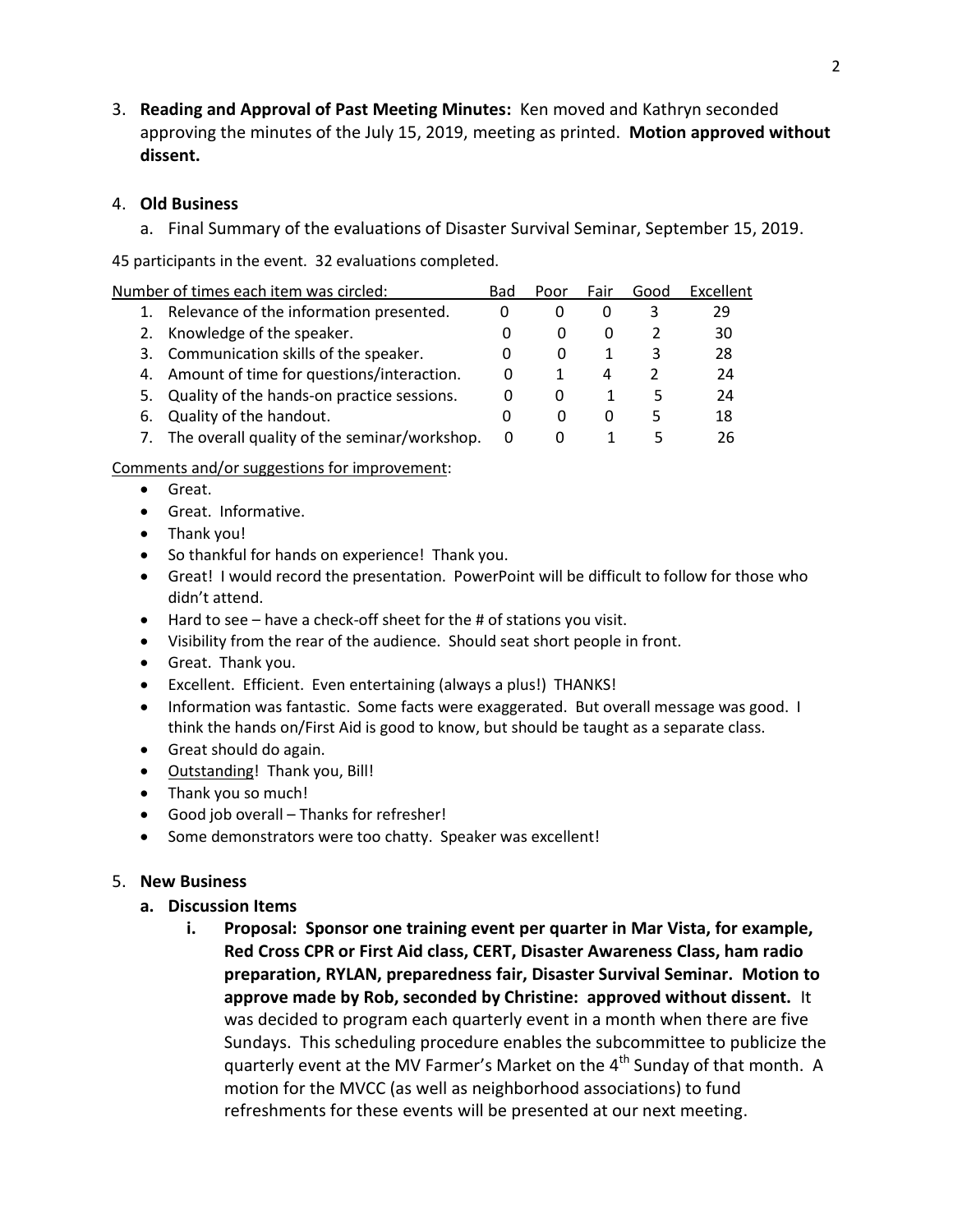3. **Reading and Approval of Past Meeting Minutes:** Ken moved and Kathryn seconded approving the minutes of the July 15, 2019, meeting as printed. **Motion approved without dissent.**

4. **Old Business**

   a. Final Summary of the evaluations of Disaster Survival Seminar, September 15, 2019.

45 participants in the event. 32 evaluations completed.

| Number of times each item was circled: | Bad | Poor | Fair | Good | Excellent |
|---|---|---|---|---|---|
| 1. Relevance of the information presented. | 0 | 0 | 0 | 3 | 29 |
| 2. Knowledge of the speaker. | 0 | 0 | 0 | 2 | 30 |
| 3. Communication skills of the speaker. | 0 | 0 | 1 | 3 | 28 |
| 4. Amount of time for questions/interaction. | 0 | 1 | 4 | 2 | 24 |
| 5. Quality of the hands-on practice sessions. | 0 | 0 | 1 | 5 | 24 |
| 6. Quality of the handout. | 0 | 0 | 0 | 5 | 18 |
| 7. The overall quality of the seminar/workshop. | 0 | 0 | 1 | 5 | 26 |

Comments and/or suggestions for improvement:

- Great.
- Great. Informative.
- Thank you!
- So thankful for hands on experience! Thank you.
- Great! I would record the presentation. PowerPoint will be difficult to follow for those who didn't attend.
- Hard to see – have a check-off sheet for the # of stations you visit.
- Visibility from the rear of the audience. Should seat short people in front.
- Great. Thank you.
- Excellent. Efficient. Even entertaining (always a plus!) THANKS!
- Information was fantastic. Some facts were exaggerated. But overall message was good. I think the hands on/First Aid is good to know, but should be taught as a separate class.
- Great should do again.
- Outstanding! Thank you, Bill!
- Thank you so much!
- Good job overall – Thanks for refresher!
- Some demonstrators were too chatty. Speaker was excellent!

5. **New Business**

   **a. Discussion Items**

      **i. Proposal: Sponsor one training event per quarter in Mar Vista, for example, Red Cross CPR or First Aid class, CERT, Disaster Awareness Class, ham radio preparation, RYLAN, preparedness fair, Disaster Survival Seminar. Motion to approve made by Rob, seconded by Christine: approved without dissent.** It was decided to program each quarterly event in a month when there are five Sundays. This scheduling procedure enables the subcommittee to publicize the quarterly event at the MV Farmer's Market on the 4th Sunday of that month. A motion for the MVCC (as well as neighborhood associations) to fund refreshments for these events will be presented at our next meeting.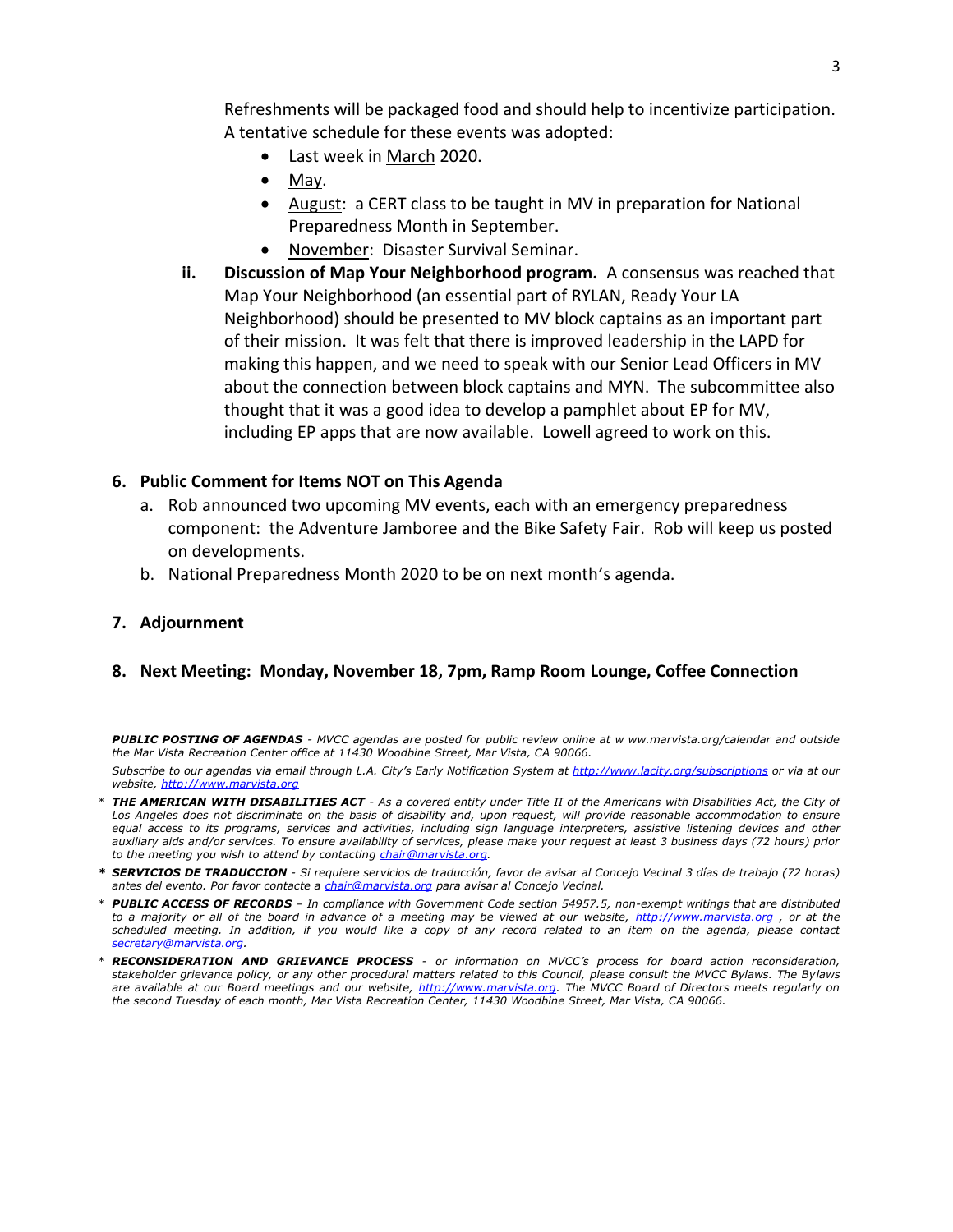Refreshments will be packaged food and should help to incentivize participation. A tentative schedule for these events was adopted:

- Last week in March 2020.
- May.
- August: a CERT class to be taught in MV in preparation for National Preparedness Month in September.
- November: Disaster Survival Seminar.

ii. **Discussion of Map Your Neighborhood program.** A consensus was reached that Map Your Neighborhood (an essential part of RYLAN, Ready Your LA Neighborhood) should be presented to MV block captains as an important part of their mission. It was felt that there is improved leadership in the LAPD for making this happen, and we need to speak with our Senior Lead Officers in MV about the connection between block captains and MYN. The subcommittee also thought that it was a good idea to develop a pamphlet about EP for MV, including EP apps that are now available. Lowell agreed to work on this.

**6. Public Comment for Items NOT on This Agenda**

a. Rob announced two upcoming MV events, each with an emergency preparedness component: the Adventure Jamboree and the Bike Safety Fair. Rob will keep us posted on developments.

b. National Preparedness Month 2020 to be on next month's agenda.

**7. Adjournment**

**8. Next Meeting: Monday, November 18, 7pm, Ramp Room Lounge, Coffee Connection**

***PUBLIC POSTING OF AGENDAS*** *- MVCC agendas are posted for public review online at w ww.marvista.org/calendar and outside the Mar Vista Recreation Center office at 11430 Woodbine Street, Mar Vista, CA 90066.*

*Subscribe to our agendas via email through L.A. City's Early Notification System at http://www.lacity.org/subscriptions or via at our website, http://www.marvista.org*

\* ***THE AMERICAN WITH DISABILITIES ACT*** *- As a covered entity under Title II of the Americans with Disabilities Act, the City of Los Angeles does not discriminate on the basis of disability and, upon request, will provide reasonable accommodation to ensure equal access to its programs, services and activities, including sign language interpreters, assistive listening devices and other auxiliary aids and/or services. To ensure availability of services, please make your request at least 3 business days (72 hours) prior to the meeting you wish to attend by contacting chair@marvista.org.*

\* ***SERVICIOS DE TRADUCCION*** *- Si requiere servicios de traducción, favor de avisar al Concejo Vecinal 3 días de trabajo (72 horas) antes del evento. Por favor contacte a chair@marvista.org para avisar al Concejo Vecinal.*

\* ***PUBLIC ACCESS OF RECORDS*** *– In compliance with Government Code section 54957.5, non-exempt writings that are distributed to a majority or all of the board in advance of a meeting may be viewed at our website, http://www.marvista.org , or at the scheduled meeting. In addition, if you would like a copy of any record related to an item on the agenda, please contact secretary@marvista.org.*

\* ***RECONSIDERATION AND GRIEVANCE PROCESS*** *- or information on MVCC's process for board action reconsideration, stakeholder grievance policy, or any other procedural matters related to this Council, please consult the MVCC Bylaws. The Bylaws are available at our Board meetings and our website, http://www.marvista.org. The MVCC Board of Directors meets regularly on the second Tuesday of each month, Mar Vista Recreation Center, 11430 Woodbine Street, Mar Vista, CA 90066.*